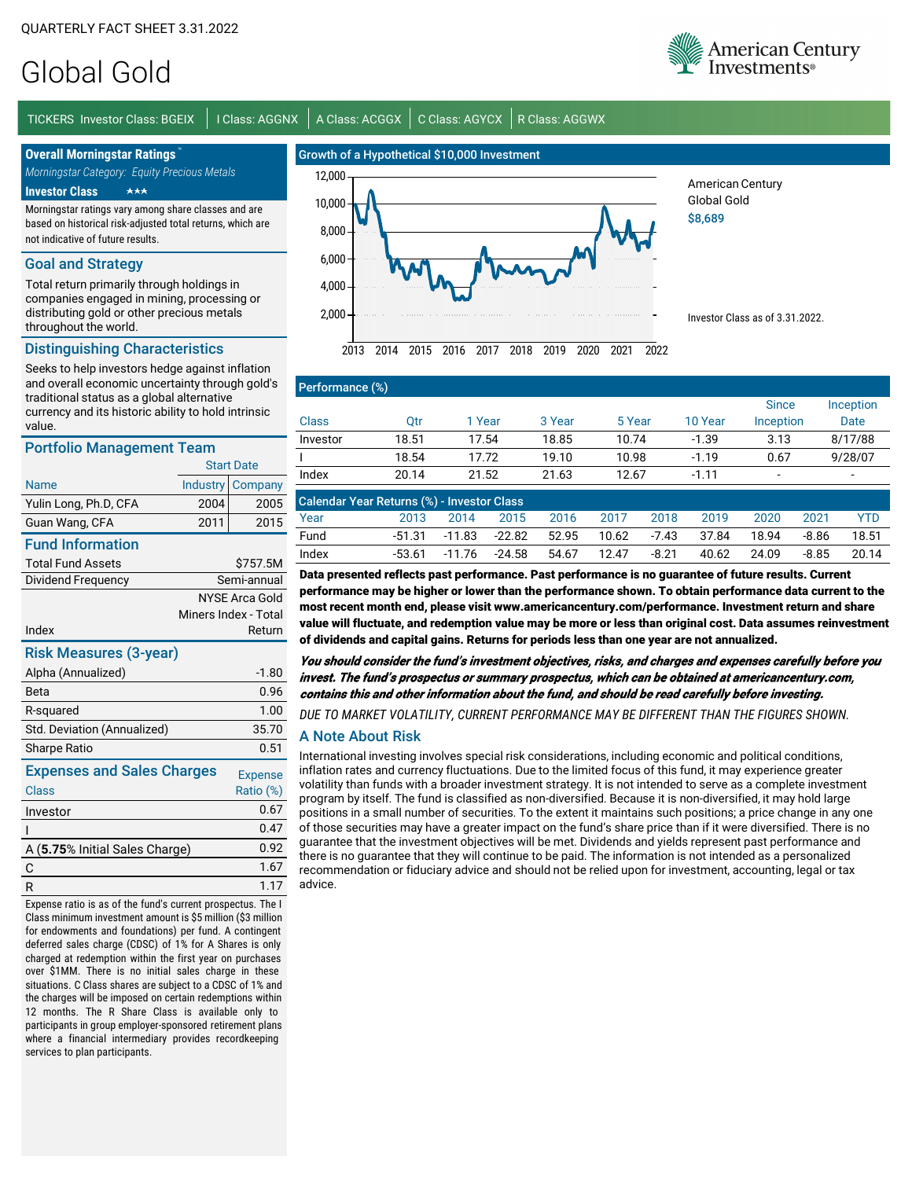QUARTERLY FACT SHEET 3.31.2022

# Global Gold

American Century Investments®

TICKERS Investor Class: BGEIX | I Class: AGGNX | A Class: ACGGX | C Class: AGYCX | R Class: AGGWX

## Overall Morningstar Ratings™

*Morningstar Category: Equity Precious Metals*

**Investor Class** ★★★

Morningstar ratings vary among share classes and are based on historical risk-adjusted total returns, which are not indicative of future results.

## Goal and Strategy

Total return primarily through holdings in companies engaged in mining, processing or distributing gold or other precious metals throughout the world.

## Distinguishing Characteristics

Seeks to help investors hedge against inflation and overall economic uncertainty through gold's traditional status as a global alternative currency and its historic ability to hold intrinsic value.

## Portfolio Management Team

| Name | Start Date Industry | Start Date Company |
|---|---|---|
| Yulin Long, Ph.D, CFA | 2004 | 2005 |
| Guan Wang, CFA | 2011 | 2015 |

## Fund Information

| | |
|---|---|
| Total Fund Assets | $757.5M |
| Dividend Frequency | Semi-annual |
| Index | NYSE Arca Gold Miners Index - Total Return |

## Risk Measures (3-year)

| | |
|---|---|
| Alpha (Annualized) | -1.80 |
| Beta | 0.96 |
| R-squared | 1.00 |
| Std. Deviation (Annualized) | 35.70 |
| Sharpe Ratio | 0.51 |

## Expenses and Sales Charges

| Class | Expense Ratio (%) |
|---|---|
| Investor | 0.67 |
| I | 0.47 |
| A (**5.75**% Initial Sales Charge) | 0.92 |
| C | 1.67 |
| R | 1.17 |

Expense ratio is as of the fund's current prospectus. The I Class minimum investment amount is $5 million ($3 million for endowments and foundations) per fund. A contingent deferred sales charge (CDSC) of 1% for A Shares is only charged at redemption within the first year on purchases over $1MM. There is no initial sales charge in these situations. C Class shares are subject to a CDSC of 1% and the charges will be imposed on certain redemptions within 12 months. The R Share Class is available only to participants in group employer-sponsored retirement plans where a financial intermediary provides recordkeeping services to plan participants.

## Growth of a Hypothetical $10,000 Investment

American Century Global Gold **$8,689**

Investor Class as of 3.31.2022.

## Performance (%)

| Class | Qtr | 1 Year | 3 Year | 5 Year | 10 Year | Since Inception | Inception Date |
|---|---|---|---|---|---|---|---|
| Investor | 18.51 | 17.54 | 18.85 | 10.74 | -1.39 | 3.13 | 8/17/88 |
| I | 18.54 | 17.72 | 19.10 | 10.98 | -1.19 | 0.67 | 9/28/07 |
| Index | 20.14 | 21.52 | 21.63 | 12.67 | -1.11 | - | - |

## Calendar Year Returns (%) - Investor Class

| Year | 2013 | 2014 | 2015 | 2016 | 2017 | 2018 | 2019 | 2020 | 2021 | YTD |
|---|---|---|---|---|---|---|---|---|---|---|
| Fund | -51.31 | -11.83 | -22.82 | 52.95 | 10.62 | -7.43 | 37.84 | 18.94 | -8.86 | 18.51 |
| Index | -53.61 | -11.76 | -24.58 | 54.67 | 12.47 | -8.21 | 40.62 | 24.09 | -8.85 | 20.14 |

**Data presented reflects past performance. Past performance is no guarantee of future results. Current performance may be higher or lower than the performance shown. To obtain performance data current to the most recent month end, please visit www.americancentury.com/performance. Investment return and share value will fluctuate, and redemption value may be more or less than original cost. Data assumes reinvestment of dividends and capital gains. Returns for periods less than one year are not annualized.**

***You should consider the fund's investment objectives, risks, and charges and expenses carefully before you invest. The fund's prospectus or summary prospectus, which can be obtained at americancentury.com, contains this and other information about the fund, and should be read carefully before investing.***

*DUE TO MARKET VOLATILITY, CURRENT PERFORMANCE MAY BE DIFFERENT THAN THE FIGURES SHOWN.*

## A Note About Risk

International investing involves special risk considerations, including economic and political conditions, inflation rates and currency fluctuations. Due to the limited focus of this fund, it may experience greater volatility than funds with a broader investment strategy. It is not intended to serve as a complete investment program by itself. The fund is classified as non-diversified. Because it is non-diversified, it may hold large positions in a small number of securities. To the extent it maintains such positions; a price change in any one of those securities may have a greater impact on the fund's share price than if it were diversified. There is no guarantee that the investment objectives will be met. Dividends and yields represent past performance and there is no guarantee that they will continue to be paid. The information is not intended as a personalized recommendation or fiduciary advice and should not be relied upon for investment, accounting, legal or tax advice.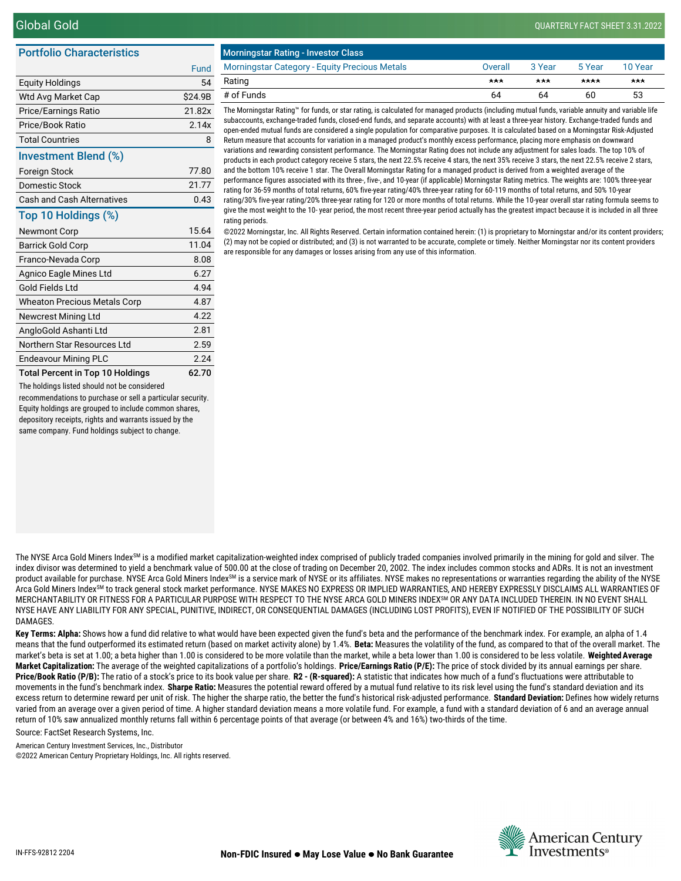## Portfolio Characteristics

| | Fund |
|---|---|
| Equity Holdings | 54 |
| Wtd Avg Market Cap | $24.9B |
| Price/Earnings Ratio | 21.82x |
| Price/Book Ratio | 2.14x |
| Total Countries | 8 |

## Investment Blend (%)

| | |
|---|---|
| Foreign Stock | 77.80 |
| Domestic Stock | 21.77 |
| Cash and Cash Alternatives | 0.43 |

## Top 10 Holdings (%)

| | |
|---|---|
| Newmont Corp | 15.64 |
| Barrick Gold Corp | 11.04 |
| Franco-Nevada Corp | 8.08 |
| Agnico Eagle Mines Ltd | 6.27 |
| Gold Fields Ltd | 4.94 |
| Wheaton Precious Metals Corp | 4.87 |
| Newcrest Mining Ltd | 4.22 |
| AngloGold Ashanti Ltd | 2.81 |
| Northern Star Resources Ltd | 2.59 |
| Endeavour Mining PLC | 2.24 |
| **Total Percent in Top 10 Holdings** | **62.70** |

The holdings listed should not be considered recommendations to purchase or sell a particular security. Equity holdings are grouped to include common shares, depository receipts, rights and warrants issued by the same company. Fund holdings subject to change.

## Morningstar Rating - Investor Class

| Morningstar Category - Equity Precious Metals | Overall | 3 Year | 5 Year | 10 Year |
|---|---|---|---|---|
| Rating | ★★★ | ★★★ | ★★★★ | ★★★ |
| # of Funds | 64 | 64 | 60 | 53 |

The Morningstar Rating™ for funds, or star rating, is calculated for managed products (including mutual funds, variable annuity and variable life subaccounts, exchange-traded funds, closed-end funds, and separate accounts) with at least a three-year history. Exchange-traded funds and open-ended mutual funds are considered a single population for comparative purposes. It is calculated based on a Morningstar Risk-Adjusted Return measure that accounts for variation in a managed product's monthly excess performance, placing more emphasis on downward variations and rewarding consistent performance. The Morningstar Rating does not include any adjustment for sales loads. The top 10% of products in each product category receive 5 stars, the next 22.5% receive 4 stars, the next 35% receive 3 stars, the next 22.5% receive 2 stars, and the bottom 10% receive 1 star. The Overall Morningstar Rating for a managed product is derived from a weighted average of the performance figures associated with its three-, five-, and 10-year (if applicable) Morningstar Rating metrics. The weights are: 100% three-year rating for 36-59 months of total returns, 60% five-year rating/40% three-year rating for 60-119 months of total returns, and 50% 10-year rating/30% five-year rating/20% three-year rating for 120 or more months of total returns. While the 10-year overall star rating formula seems to give the most weight to the 10- year period, the most recent three-year period actually has the greatest impact because it is included in all three rating periods.

©2022 Morningstar, Inc. All Rights Reserved. Certain information contained herein: (1) is proprietary to Morningstar and/or its content providers; (2) may not be copied or distributed; and (3) is not warranted to be accurate, complete or timely. Neither Morningstar nor its content providers are responsible for any damages or losses arising from any use of this information.

The NYSE Arca Gold Miners Index℠ is a modified market capitalization-weighted index comprised of publicly traded companies involved primarily in the mining for gold and silver. The index divisor was determined to yield a benchmark value of 500.00 at the close of trading on December 20, 2002. The index includes common stocks and ADRs. It is not an investment product available for purchase. NYSE Arca Gold Miners Index℠ is a service mark of NYSE or its affiliates. NYSE makes no representations or warranties regarding the ability of the NYSE Arca Gold Miners Index℠ to track general stock market performance. NYSE MAKES NO EXPRESS OR IMPLIED WARRANTIES, AND HEREBY EXPRESSLY DISCLAIMS ALL WARRANTIES OF MERCHANTABILITY OR FITNESS FOR A PARTICULAR PURPOSE WITH RESPECT TO THE NYSE ARCA GOLD MINERS INDEX℠ OR ANY DATA INCLUDED THEREIN. IN NO EVENT SHALL NYSE HAVE ANY LIABILITY FOR ANY SPECIAL, PUNITIVE, INDIRECT, OR CONSEQUENTIAL DAMAGES (INCLUDING LOST PROFITS), EVEN IF NOTIFIED OF THE POSSIBILITY OF SUCH DAMAGES.

**Key Terms: Alpha:** Shows how a fund did relative to what would have been expected given the fund's beta and the performance of the benchmark index. For example, an alpha of 1.4 means that the fund outperformed its estimated return (based on market activity alone) by 1.4%. **Beta:** Measures the volatility of the fund, as compared to that of the overall market. The market's beta is set at 1.00; a beta higher than 1.00 is considered to be more volatile than the market, while a beta lower than 1.00 is considered to be less volatile. **Weighted Average Market Capitalization:** The average of the weighted capitalizations of a portfolio's holdings. **Price/Earnings Ratio (P/E):** The price of stock divided by its annual earnings per share. **Price/Book Ratio (P/B):** The ratio of a stock's price to its book value per share. **R2 - (R-squared):** A statistic that indicates how much of a fund's fluctuations were attributable to movements in the fund's benchmark index. **Sharpe Ratio:** Measures the potential reward offered by a mutual fund relative to its risk level using the fund's standard deviation and its excess return to determine reward per unit of risk. The higher the sharpe ratio, the better the fund's historical risk-adjusted performance. **Standard Deviation:** Defines how widely returns varied from an average over a given period of time. A higher standard deviation means a more volatile fund. For example, a fund with a standard deviation of 6 and an average annual return of 10% saw annualized monthly returns fall within 6 percentage points of that average (or between 4% and 16%) two-thirds of the time.

Source: FactSet Research Systems, Inc.

American Century Investment Services, Inc., Distributor
©2022 American Century Proprietary Holdings, Inc. All rights reserved.

IN-FFS-92812 2204

**Non-FDIC Insured ● May Lose Value ● No Bank Guarantee**